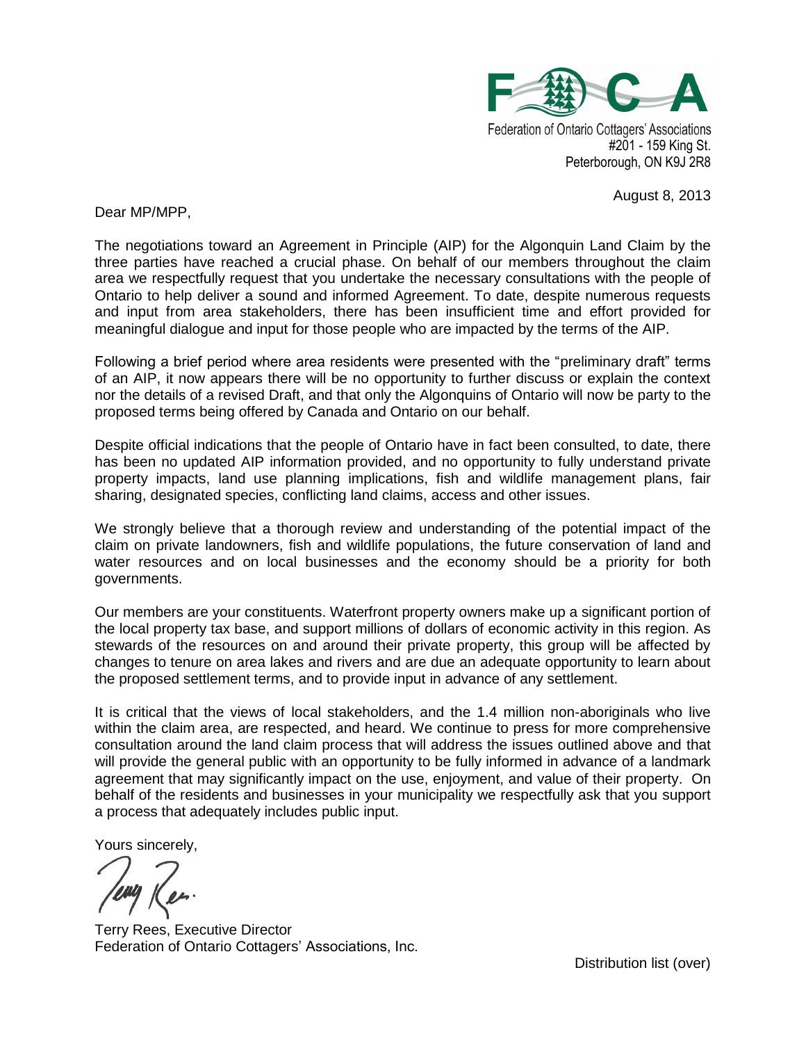FOCA

Federation of Ontario Cottagers' Associations
#201 - 159 King St.
Peterborough, ON K9J 2R8

August 8, 2013

Dear MP/MPP,

The negotiations toward an Agreement in Principle (AIP) for the Algonquin Land Claim by the three parties have reached a crucial phase. On behalf of our members throughout the claim area we respectfully request that you undertake the necessary consultations with the people of Ontario to help deliver a sound and informed Agreement. To date, despite numerous requests and input from area stakeholders, there has been insufficient time and effort provided for meaningful dialogue and input for those people who are impacted by the terms of the AIP.

Following a brief period where area residents were presented with the "preliminary draft" terms of an AIP, it now appears there will be no opportunity to further discuss or explain the context nor the details of a revised Draft, and that only the Algonquins of Ontario will now be party to the proposed terms being offered by Canada and Ontario on our behalf.

Despite official indications that the people of Ontario have in fact been consulted, to date, there has been no updated AIP information provided, and no opportunity to fully understand private property impacts, land use planning implications, fish and wildlife management plans, fair sharing, designated species, conflicting land claims, access and other issues.

We strongly believe that a thorough review and understanding of the potential impact of the claim on private landowners, fish and wildlife populations, the future conservation of land and water resources and on local businesses and the economy should be a priority for both governments.

Our members are your constituents. Waterfront property owners make up a significant portion of the local property tax base, and support millions of dollars of economic activity in this region. As stewards of the resources on and around their private property, this group will be affected by changes to tenure on area lakes and rivers and are due an adequate opportunity to learn about the proposed settlement terms, and to provide input in advance of any settlement.

It is critical that the views of local stakeholders, and the 1.4 million non-aboriginals who live within the claim area, are respected, and heard. We continue to press for more comprehensive consultation around the land claim process that will address the issues outlined above and that will provide the general public with an opportunity to be fully informed in advance of a landmark agreement that may significantly impact on the use, enjoyment, and value of their property. On behalf of the residents and businesses in your municipality we respectfully ask that you support a process that adequately includes public input.

Yours sincerely,

Terry Rees, Executive Director
Federation of Ontario Cottagers' Associations, Inc.

Distribution list (over)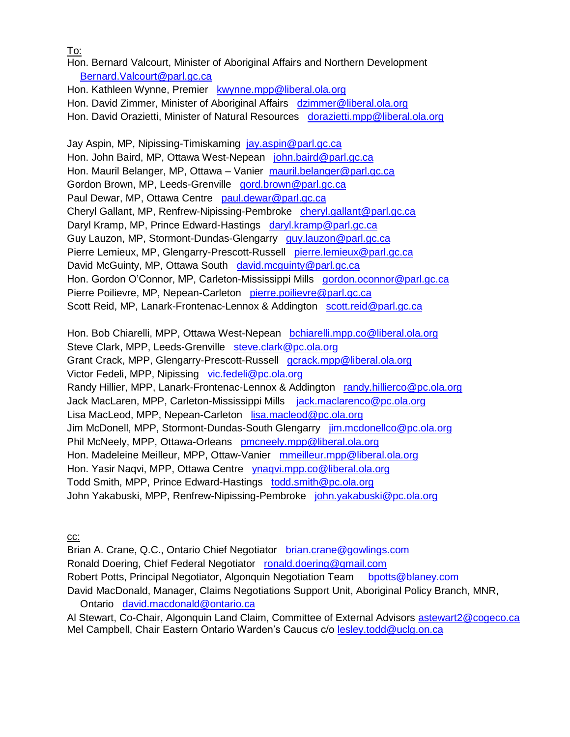To:

Hon. Bernard Valcourt, Minister of Aboriginal Affairs and Northern Development
Bernard.Valcourt@parl.gc.ca
Hon. Kathleen Wynne, Premier kwynne.mpp@liberal.ola.org
Hon. David Zimmer, Minister of Aboriginal Affairs dzimmer@liberal.ola.org
Hon. David Orazietti, Minister of Natural Resources dorazietti.mpp@liberal.ola.org

Jay Aspin, MP, Nipissing-Timiskaming jay.aspin@parl.gc.ca
Hon. John Baird, MP, Ottawa West-Nepean john.baird@parl.gc.ca
Hon. Mauril Belanger, MP, Ottawa – Vanier mauril.belanger@parl.gc.ca
Gordon Brown, MP, Leeds-Grenville gord.brown@parl.gc.ca
Paul Dewar, MP, Ottawa Centre paul.dewar@parl.gc.ca
Cheryl Gallant, MP, Renfrew-Nipissing-Pembroke cheryl.gallant@parl.gc.ca
Daryl Kramp, MP, Prince Edward-Hastings daryl.kramp@parl.gc.ca
Guy Lauzon, MP, Stormont-Dundas-Glengarry guy.lauzon@parl.gc.ca
Pierre Lemieux, MP, Glengarry-Prescott-Russell pierre.lemieux@parl.gc.ca
David McGuinty, MP, Ottawa South david.mcguinty@parl.gc.ca
Hon. Gordon O'Connor, MP, Carleton-Mississippi Mills gordon.oconnor@parl.gc.ca
Pierre Poilievre, MP, Nepean-Carleton pierre.poilievre@parl.gc.ca
Scott Reid, MP, Lanark-Frontenac-Lennox & Addington scott.reid@parl.gc.ca

Hon. Bob Chiarelli, MPP, Ottawa West-Nepean bchiarelli.mpp.co@liberal.ola.org
Steve Clark, MPP, Leeds-Grenville steve.clark@pc.ola.org
Grant Crack, MPP, Glengarry-Prescott-Russell gcrack.mpp@liberal.ola.org
Victor Fedeli, MPP, Nipissing vic.fedeli@pc.ola.org
Randy Hillier, MPP, Lanark-Frontenac-Lennox & Addington randy.hillierco@pc.ola.org
Jack MacLaren, MPP, Carleton-Mississippi Mills jack.maclarenco@pc.ola.org
Lisa MacLeod, MPP, Nepean-Carleton lisa.macleod@pc.ola.org
Jim McDonell, MPP, Stormont-Dundas-South Glengarry jim.mcdonellco@pc.ola.org
Phil McNeely, MPP, Ottawa-Orleans pmcneely.mpp@liberal.ola.org
Hon. Madeleine Meilleur, MPP, Ottaw-Vanier mmeilleur.mpp@liberal.ola.org
Hon. Yasir Naqvi, MPP, Ottawa Centre ynaqvi.mpp.co@liberal.ola.org
Todd Smith, MPP, Prince Edward-Hastings todd.smith@pc.ola.org
John Yakabuski, MPP, Renfrew-Nipissing-Pembroke john.yakabuski@pc.ola.org

cc:

Brian A. Crane, Q.C., Ontario Chief Negotiator brian.crane@gowlings.com
Ronald Doering, Chief Federal Negotiator ronald.doering@gmail.com
Robert Potts, Principal Negotiator, Algonquin Negotiation Team bpotts@blaney.com
David MacDonald, Manager, Claims Negotiations Support Unit, Aboriginal Policy Branch, MNR, Ontario david.macdonald@ontario.ca
Al Stewart, Co-Chair, Algonquin Land Claim, Committee of External Advisors astewart2@cogeco.ca
Mel Campbell, Chair Eastern Ontario Warden's Caucus c/o lesley.todd@uclg.on.ca